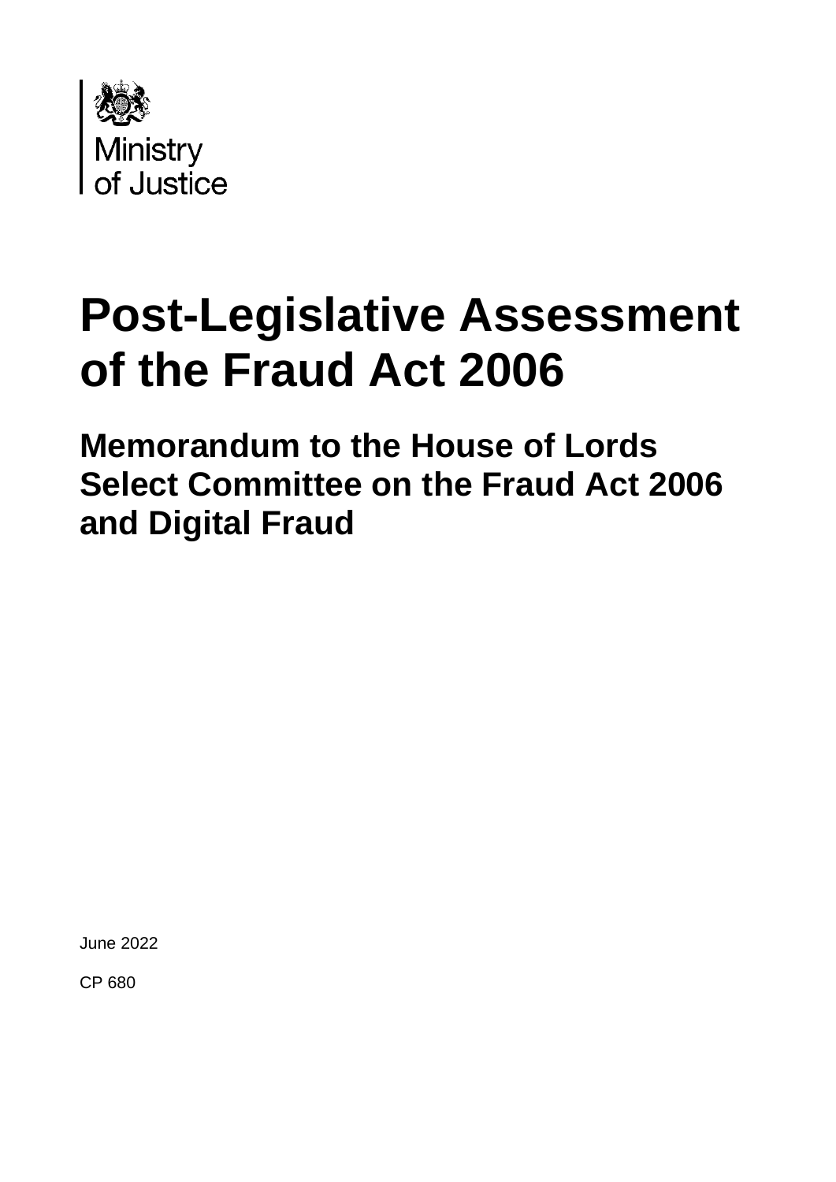Ministry
of Justice

# Post-Legislative Assessment of the Fraud Act 2006

## Memorandum to the House of Lords Select Committee on the Fraud Act 2006 and Digital Fraud

June 2022

CP 680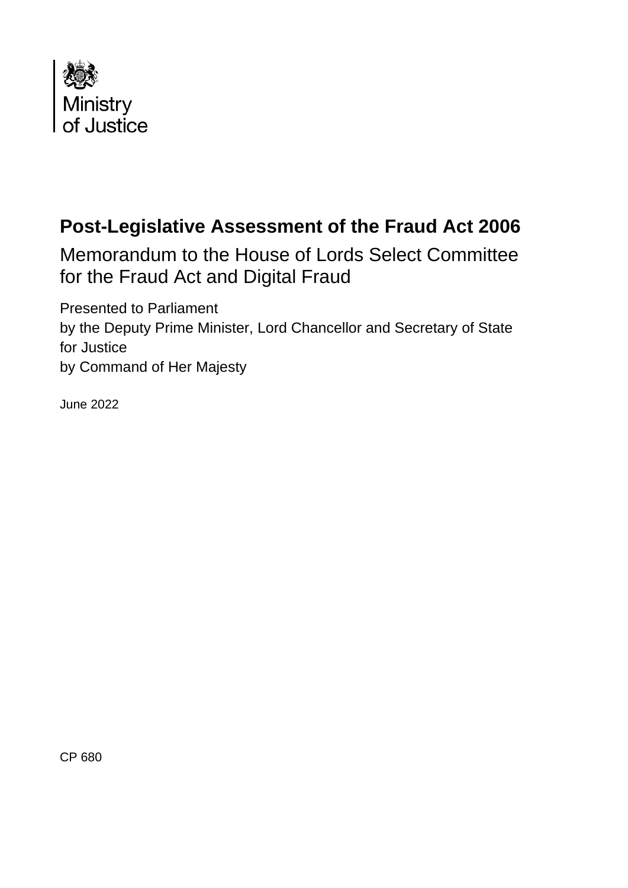Ministry
of Justice

# Post-Legislative Assessment of the Fraud Act 2006

## Memorandum to the House of Lords Select Committee for the Fraud Act and Digital Fraud

Presented to Parliament
by the Deputy Prime Minister, Lord Chancellor and Secretary of State for Justice
by Command of Her Majesty

June 2022

CP 680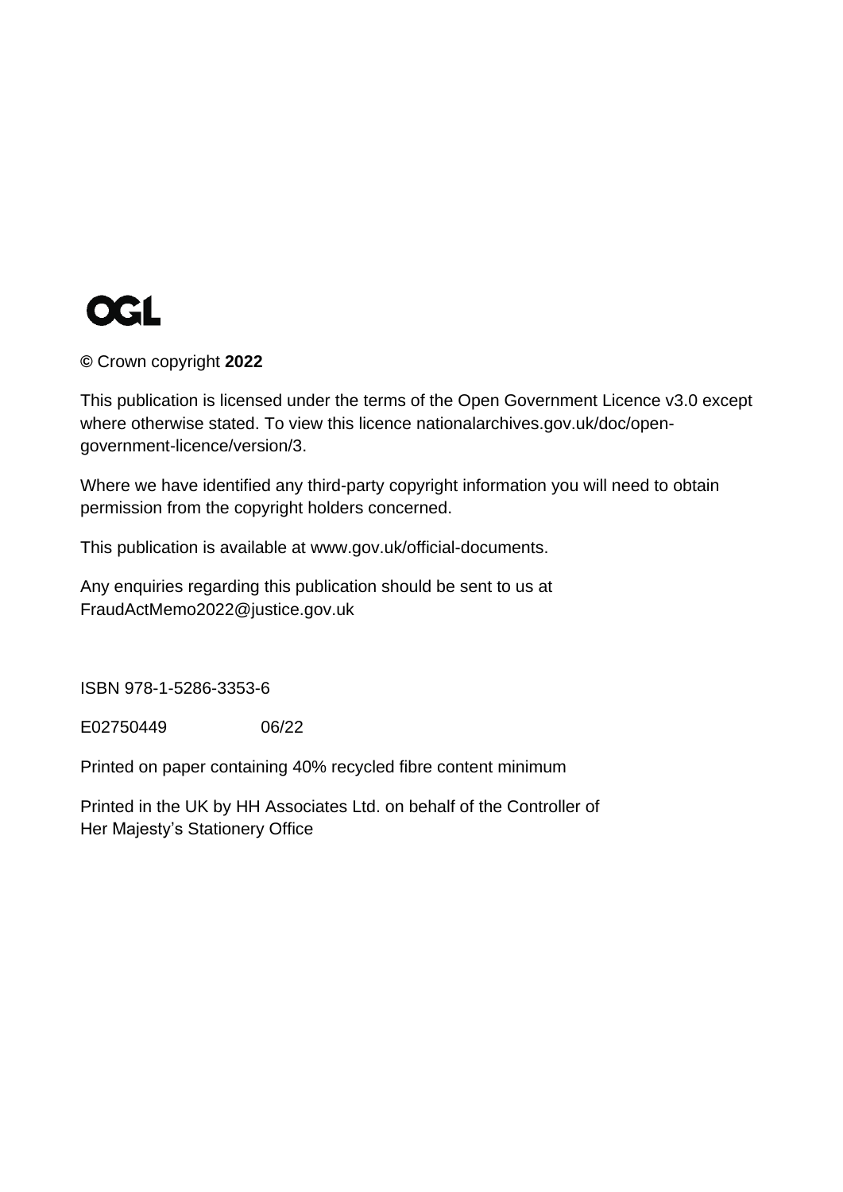OGL

© Crown copyright **2022**

This publication is licensed under the terms of the Open Government Licence v3.0 except where otherwise stated. To view this licence nationalarchives.gov.uk/doc/open-government-licence/version/3.

Where we have identified any third-party copyright information you will need to obtain permission from the copyright holders concerned.

This publication is available at www.gov.uk/official-documents.

Any enquiries regarding this publication should be sent to us at FraudActMemo2022@justice.gov.uk

ISBN 978-1-5286-3353-6

E02750449 06/22

Printed on paper containing 40% recycled fibre content minimum

Printed in the UK by HH Associates Ltd. on behalf of the Controller of Her Majesty's Stationery Office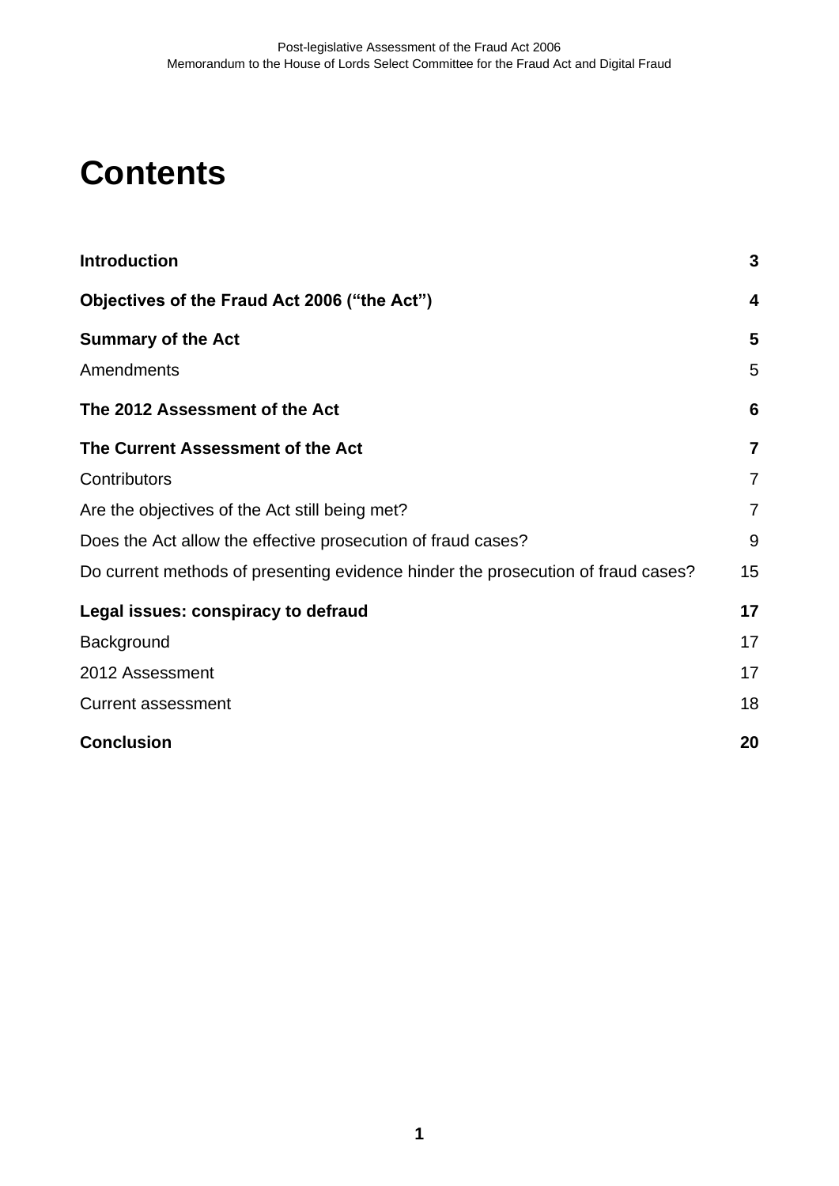# Contents

| | |
|---|---|
| **Introduction** | **3** |
| **Objectives of the Fraud Act 2006 ("the Act")** | **4** |
| **Summary of the Act** | **5** |
| Amendments | 5 |
| **The 2012 Assessment of the Act** | **6** |
| **The Current Assessment of the Act** | **7** |
| Contributors | 7 |
| Are the objectives of the Act still being met? | 7 |
| Does the Act allow the effective prosecution of fraud cases? | 9 |
| Do current methods of presenting evidence hinder the prosecution of fraud cases? | 15 |
| **Legal issues: conspiracy to defraud** | **17** |
| Background | 17 |
| 2012 Assessment | 17 |
| Current assessment | 18 |
| **Conclusion** | **20** |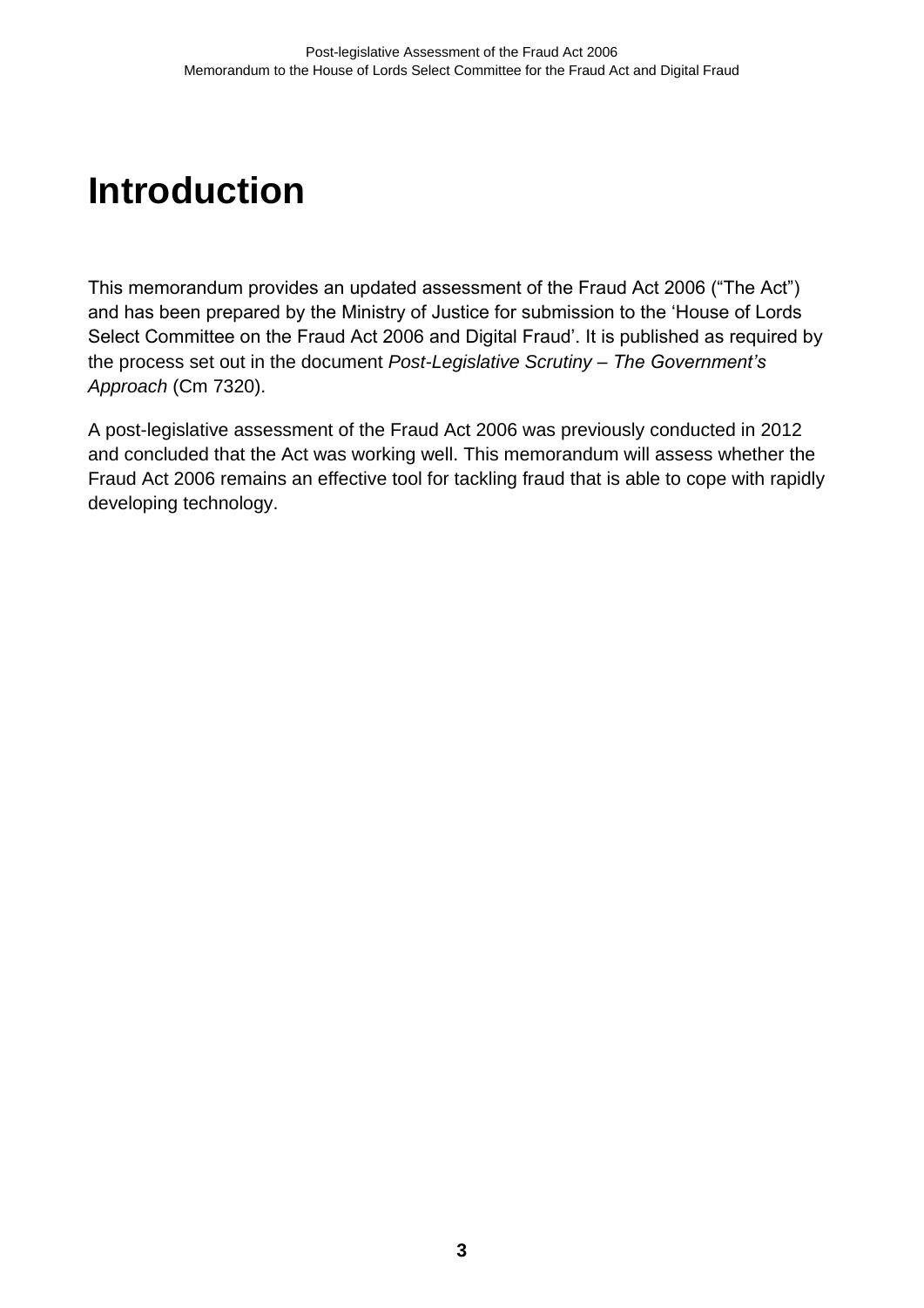# Introduction

This memorandum provides an updated assessment of the Fraud Act 2006 ("The Act") and has been prepared by the Ministry of Justice for submission to the 'House of Lords Select Committee on the Fraud Act 2006 and Digital Fraud'. It is published as required by the process set out in the document *Post-Legislative Scrutiny – The Government's Approach* (Cm 7320).

A post-legislative assessment of the Fraud Act 2006 was previously conducted in 2012 and concluded that the Act was working well. This memorandum will assess whether the Fraud Act 2006 remains an effective tool for tackling fraud that is able to cope with rapidly developing technology.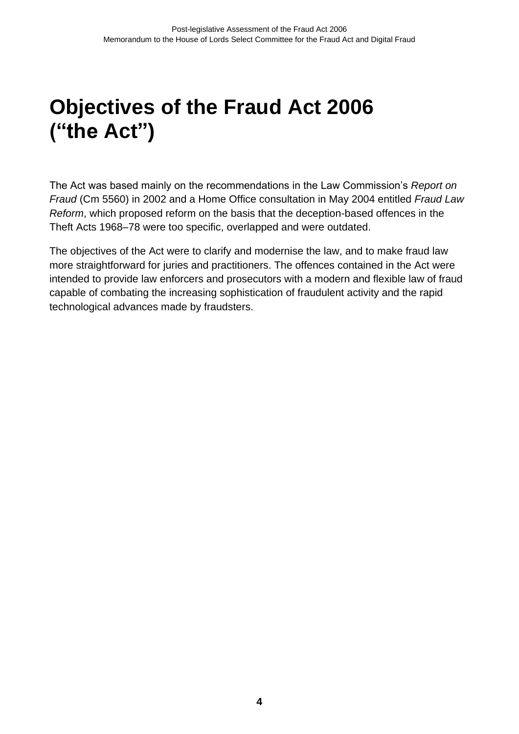# Objectives of the Fraud Act 2006 ("the Act")

The Act was based mainly on the recommendations in the Law Commission's *Report on Fraud* (Cm 5560) in 2002 and a Home Office consultation in May 2004 entitled *Fraud Law Reform*, which proposed reform on the basis that the deception-based offences in the Theft Acts 1968–78 were too specific, overlapped and were outdated.

The objectives of the Act were to clarify and modernise the law, and to make fraud law more straightforward for juries and practitioners. The offences contained in the Act were intended to provide law enforcers and prosecutors with a modern and flexible law of fraud capable of combating the increasing sophistication of fraudulent activity and the rapid technological advances made by fraudsters.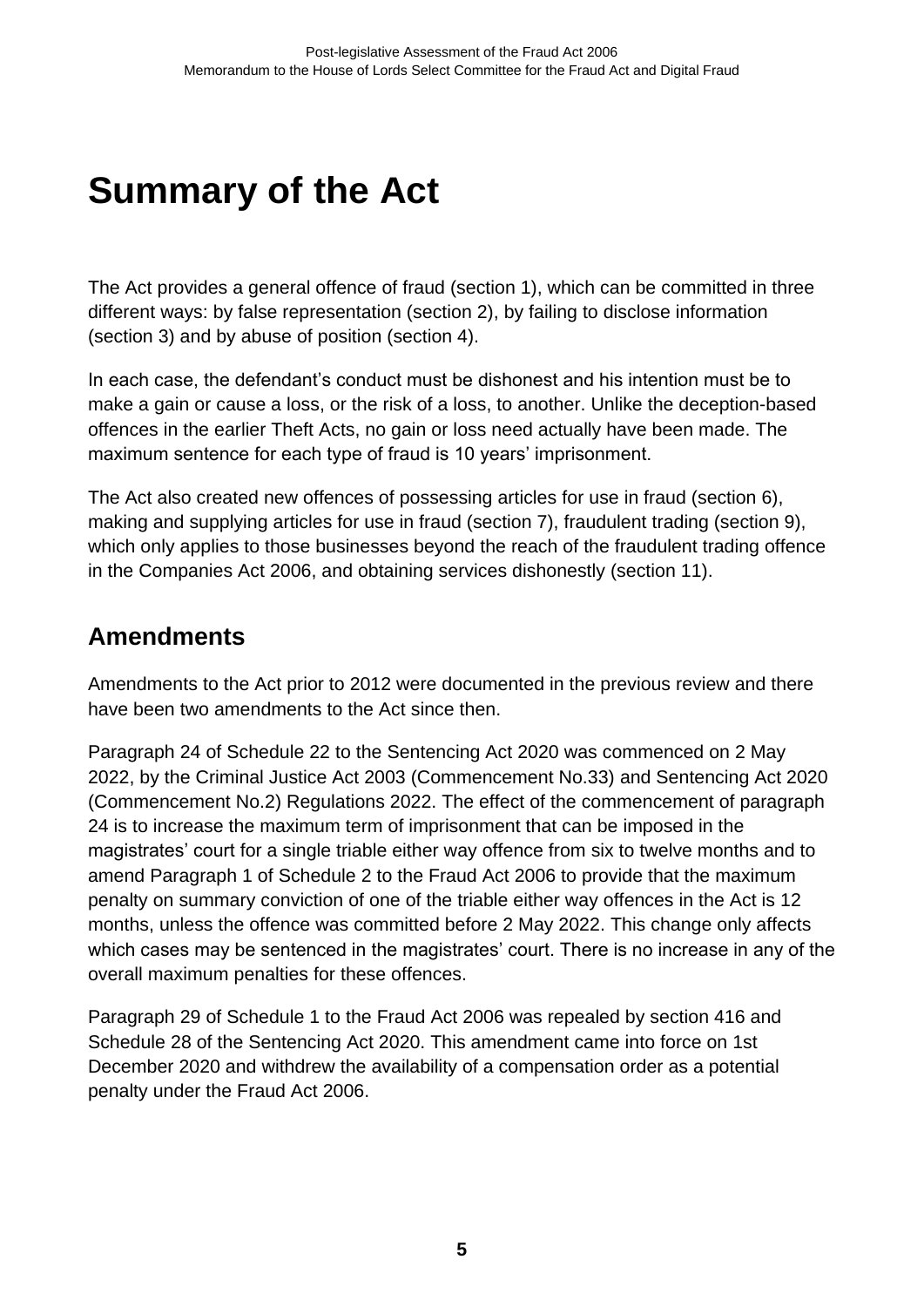# Summary of the Act

The Act provides a general offence of fraud (section 1), which can be committed in three different ways: by false representation (section 2), by failing to disclose information (section 3) and by abuse of position (section 4).

In each case, the defendant's conduct must be dishonest and his intention must be to make a gain or cause a loss, or the risk of a loss, to another. Unlike the deception-based offences in the earlier Theft Acts, no gain or loss need actually have been made. The maximum sentence for each type of fraud is 10 years' imprisonment.

The Act also created new offences of possessing articles for use in fraud (section 6), making and supplying articles for use in fraud (section 7), fraudulent trading (section 9), which only applies to those businesses beyond the reach of the fraudulent trading offence in the Companies Act 2006, and obtaining services dishonestly (section 11).

## Amendments

Amendments to the Act prior to 2012 were documented in the previous review and there have been two amendments to the Act since then.

Paragraph 24 of Schedule 22 to the Sentencing Act 2020 was commenced on 2 May 2022, by the Criminal Justice Act 2003 (Commencement No.33) and Sentencing Act 2020 (Commencement No.2) Regulations 2022. The effect of the commencement of paragraph 24 is to increase the maximum term of imprisonment that can be imposed in the magistrates' court for a single triable either way offence from six to twelve months and to amend Paragraph 1 of Schedule 2 to the Fraud Act 2006 to provide that the maximum penalty on summary conviction of one of the triable either way offences in the Act is 12 months, unless the offence was committed before 2 May 2022. This change only affects which cases may be sentenced in the magistrates' court. There is no increase in any of the overall maximum penalties for these offences.

Paragraph 29 of Schedule 1 to the Fraud Act 2006 was repealed by section 416 and Schedule 28 of the Sentencing Act 2020. This amendment came into force on 1st December 2020 and withdrew the availability of a compensation order as a potential penalty under the Fraud Act 2006.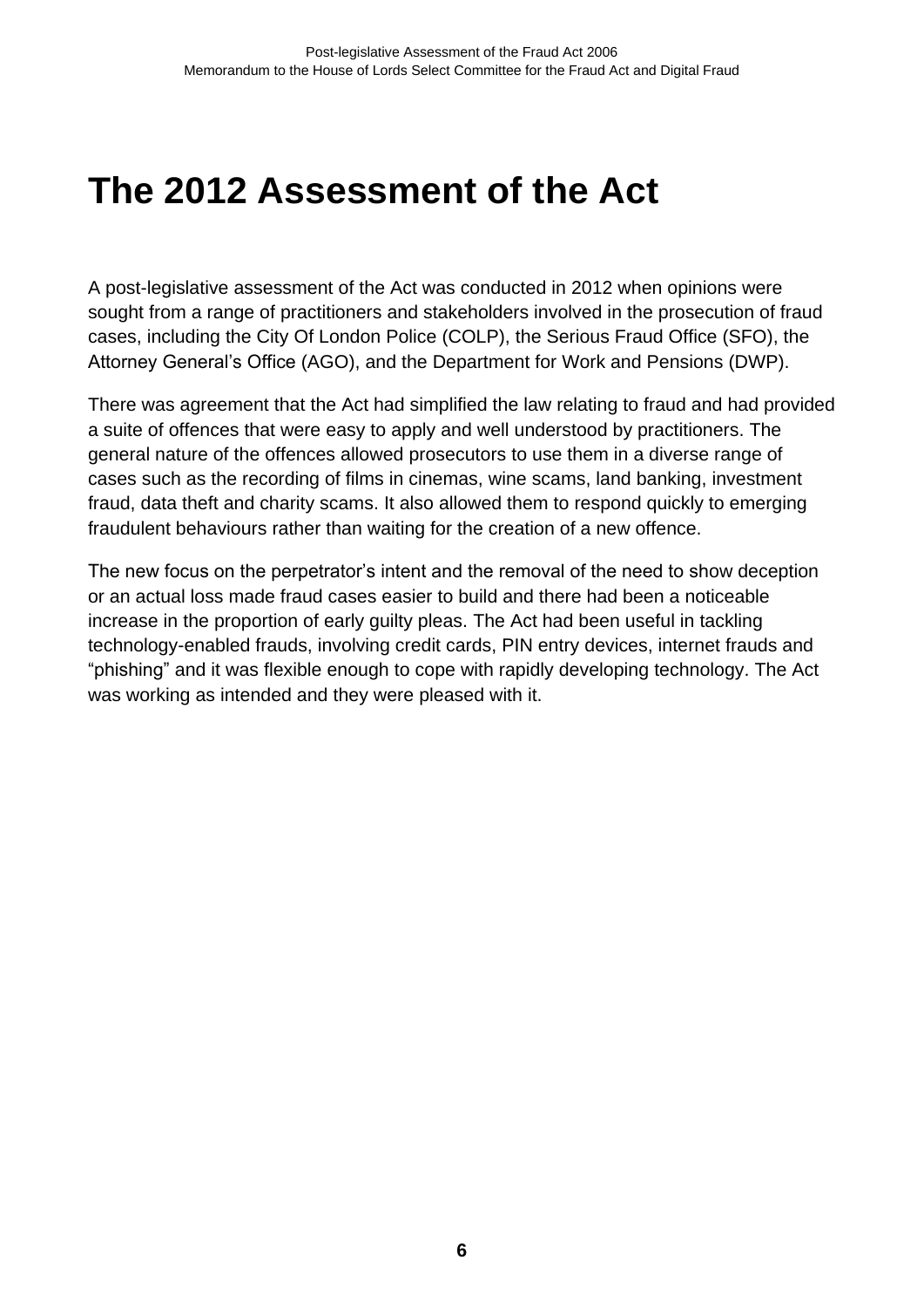# The 2012 Assessment of the Act

A post-legislative assessment of the Act was conducted in 2012 when opinions were sought from a range of practitioners and stakeholders involved in the prosecution of fraud cases, including the City Of London Police (COLP), the Serious Fraud Office (SFO), the Attorney General's Office (AGO), and the Department for Work and Pensions (DWP).

There was agreement that the Act had simplified the law relating to fraud and had provided a suite of offences that were easy to apply and well understood by practitioners. The general nature of the offences allowed prosecutors to use them in a diverse range of cases such as the recording of films in cinemas, wine scams, land banking, investment fraud, data theft and charity scams. It also allowed them to respond quickly to emerging fraudulent behaviours rather than waiting for the creation of a new offence.

The new focus on the perpetrator's intent and the removal of the need to show deception or an actual loss made fraud cases easier to build and there had been a noticeable increase in the proportion of early guilty pleas. The Act had been useful in tackling technology-enabled frauds, involving credit cards, PIN entry devices, internet frauds and "phishing" and it was flexible enough to cope with rapidly developing technology. The Act was working as intended and they were pleased with it.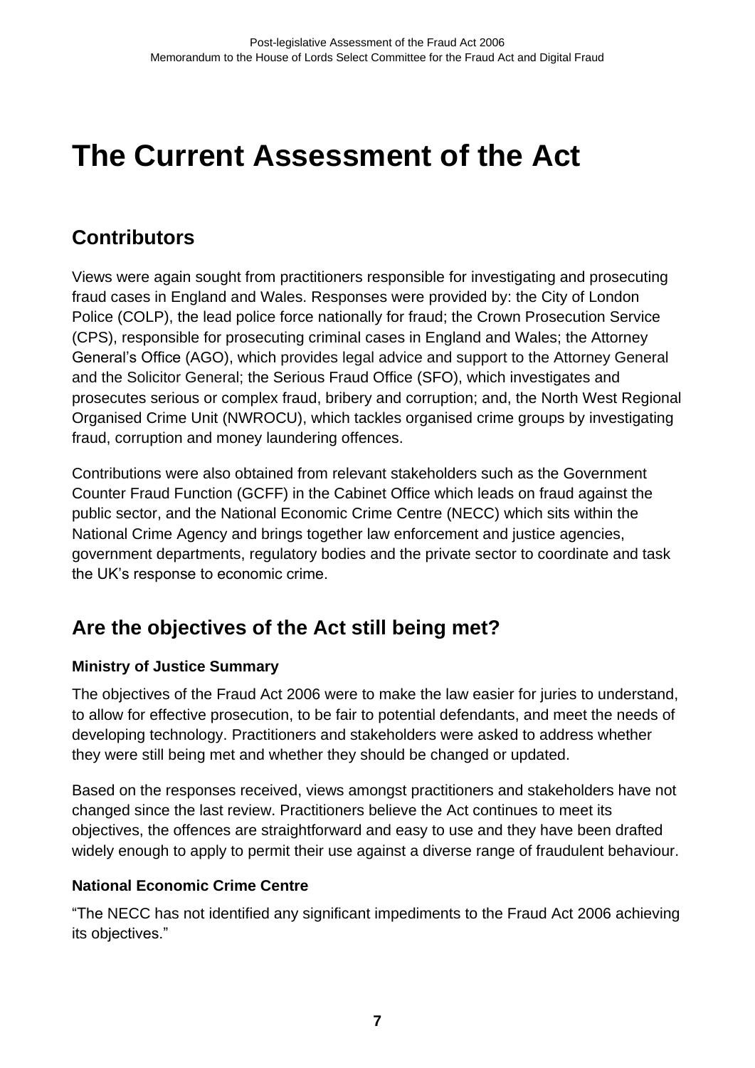# The Current Assessment of the Act

## Contributors

Views were again sought from practitioners responsible for investigating and prosecuting fraud cases in England and Wales. Responses were provided by: the City of London Police (COLP), the lead police force nationally for fraud; the Crown Prosecution Service (CPS), responsible for prosecuting criminal cases in England and Wales; the Attorney General's Office (AGO), which provides legal advice and support to the Attorney General and the Solicitor General; the Serious Fraud Office (SFO), which investigates and prosecutes serious or complex fraud, bribery and corruption; and, the North West Regional Organised Crime Unit (NWROCU), which tackles organised crime groups by investigating fraud, corruption and money laundering offences.

Contributions were also obtained from relevant stakeholders such as the Government Counter Fraud Function (GCFF) in the Cabinet Office which leads on fraud against the public sector, and the National Economic Crime Centre (NECC) which sits within the National Crime Agency and brings together law enforcement and justice agencies, government departments, regulatory bodies and the private sector to coordinate and task the UK's response to economic crime.

## Are the objectives of the Act still being met?

**Ministry of Justice Summary**

The objectives of the Fraud Act 2006 were to make the law easier for juries to understand, to allow for effective prosecution, to be fair to potential defendants, and meet the needs of developing technology. Practitioners and stakeholders were asked to address whether they were still being met and whether they should be changed or updated.

Based on the responses received, views amongst practitioners and stakeholders have not changed since the last review. Practitioners believe the Act continues to meet its objectives, the offences are straightforward and easy to use and they have been drafted widely enough to apply to permit their use against a diverse range of fraudulent behaviour.

**National Economic Crime Centre**

"The NECC has not identified any significant impediments to the Fraud Act 2006 achieving its objectives."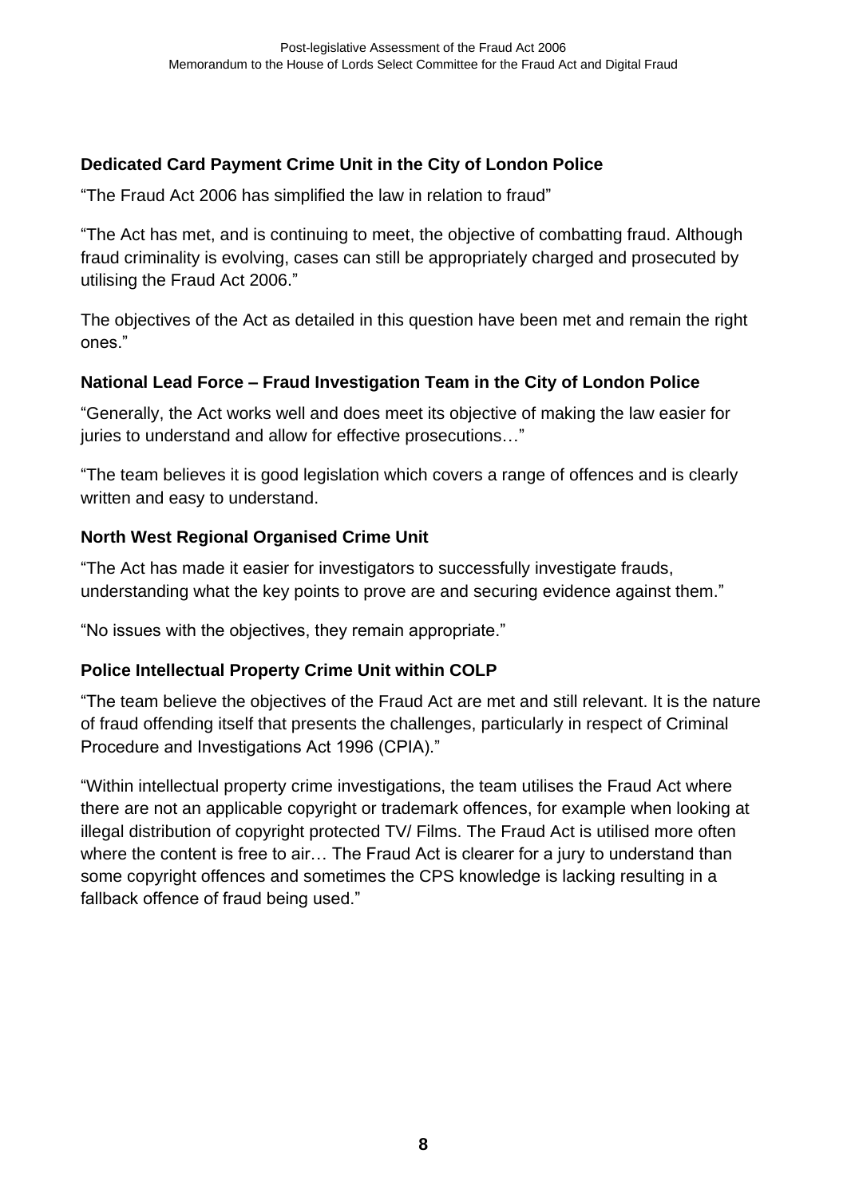**Dedicated Card Payment Crime Unit in the City of London Police**

“The Fraud Act 2006 has simplified the law in relation to fraud”

“The Act has met, and is continuing to meet, the objective of combatting fraud. Although fraud criminality is evolving, cases can still be appropriately charged and prosecuted by utilising the Fraud Act 2006.”

The objectives of the Act as detailed in this question have been met and remain the right ones.”

**National Lead Force – Fraud Investigation Team in the City of London Police**

“Generally, the Act works well and does meet its objective of making the law easier for juries to understand and allow for effective prosecutions…”

“The team believes it is good legislation which covers a range of offences and is clearly written and easy to understand.

**North West Regional Organised Crime Unit**

“The Act has made it easier for investigators to successfully investigate frauds, understanding what the key points to prove are and securing evidence against them.”

“No issues with the objectives, they remain appropriate.”

**Police Intellectual Property Crime Unit within COLP**

“The team believe the objectives of the Fraud Act are met and still relevant. It is the nature of fraud offending itself that presents the challenges, particularly in respect of Criminal Procedure and Investigations Act 1996 (CPIA).”

“Within intellectual property crime investigations, the team utilises the Fraud Act where there are not an applicable copyright or trademark offences, for example when looking at illegal distribution of copyright protected TV/ Films. The Fraud Act is utilised more often where the content is free to air… The Fraud Act is clearer for a jury to understand than some copyright offences and sometimes the CPS knowledge is lacking resulting in a fallback offence of fraud being used.”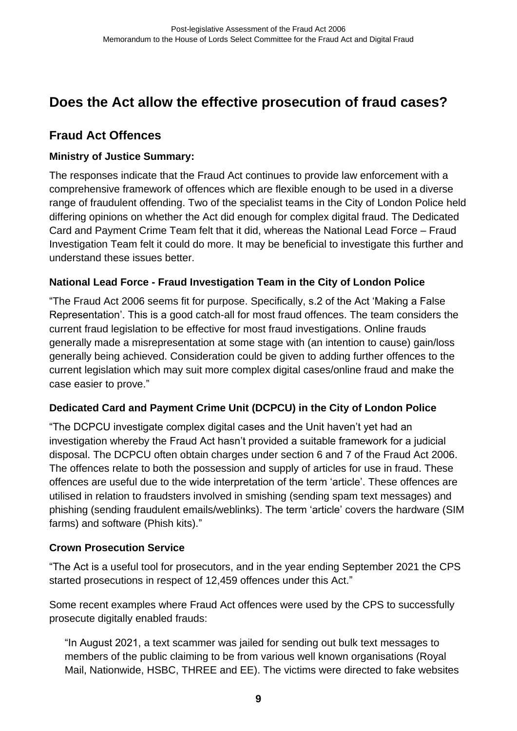# Does the Act allow the effective prosecution of fraud cases?

## Fraud Act Offences

### Ministry of Justice Summary:

The responses indicate that the Fraud Act continues to provide law enforcement with a comprehensive framework of offences which are flexible enough to be used in a diverse range of fraudulent offending. Two of the specialist teams in the City of London Police held differing opinions on whether the Act did enough for complex digital fraud. The Dedicated Card and Payment Crime Team felt that it did, whereas the National Lead Force – Fraud Investigation Team felt it could do more. It may be beneficial to investigate this further and understand these issues better.

### National Lead Force - Fraud Investigation Team in the City of London Police

"The Fraud Act 2006 seems fit for purpose. Specifically, s.2 of the Act 'Making a False Representation'. This is a good catch-all for most fraud offences. The team considers the current fraud legislation to be effective for most fraud investigations. Online frauds generally made a misrepresentation at some stage with (an intention to cause) gain/loss generally being achieved. Consideration could be given to adding further offences to the current legislation which may suit more complex digital cases/online fraud and make the case easier to prove."

### Dedicated Card and Payment Crime Unit (DCPCU) in the City of London Police

"The DCPCU investigate complex digital cases and the Unit haven't yet had an investigation whereby the Fraud Act hasn't provided a suitable framework for a judicial disposal. The DCPCU often obtain charges under section 6 and 7 of the Fraud Act 2006. The offences relate to both the possession and supply of articles for use in fraud. These offences are useful due to the wide interpretation of the term 'article'. These offences are utilised in relation to fraudsters involved in smishing (sending spam text messages) and phishing (sending fraudulent emails/weblinks). The term 'article' covers the hardware (SIM farms) and software (Phish kits)."

### Crown Prosecution Service

"The Act is a useful tool for prosecutors, and in the year ending September 2021 the CPS started prosecutions in respect of 12,459 offences under this Act."

Some recent examples where Fraud Act offences were used by the CPS to successfully prosecute digitally enabled frauds:

> "In August 2021, a text scammer was jailed for sending out bulk text messages to members of the public claiming to be from various well known organisations (Royal Mail, Nationwide, HSBC, THREE and EE). The victims were directed to fake websites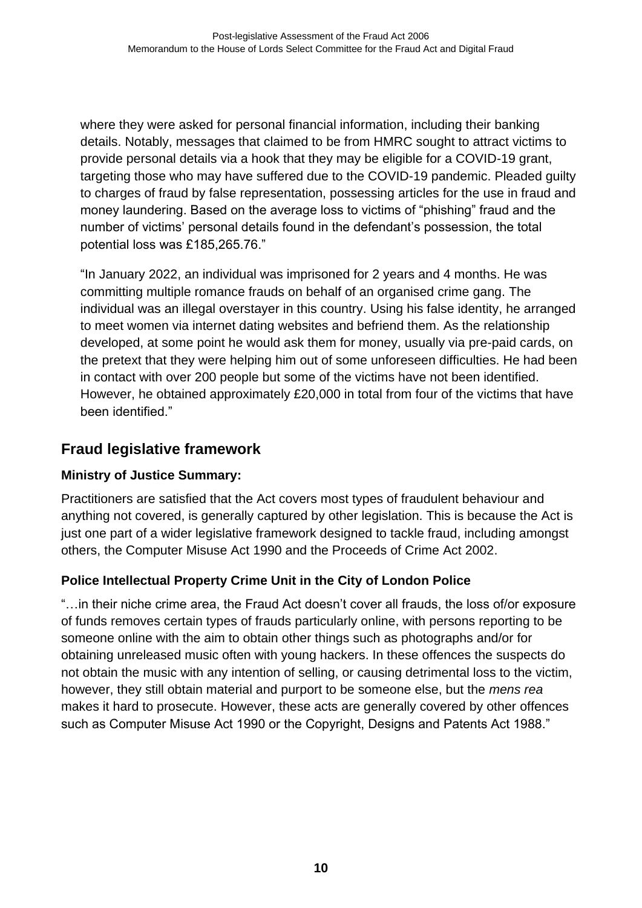where they were asked for personal financial information, including their banking details. Notably, messages that claimed to be from HMRC sought to attract victims to provide personal details via a hook that they may be eligible for a COVID-19 grant, targeting those who may have suffered due to the COVID-19 pandemic. Pleaded guilty to charges of fraud by false representation, possessing articles for the use in fraud and money laundering. Based on the average loss to victims of "phishing" fraud and the number of victims' personal details found in the defendant's possession, the total potential loss was £185,265.76."

"In January 2022, an individual was imprisoned for 2 years and 4 months. He was committing multiple romance frauds on behalf of an organised crime gang. The individual was an illegal overstayer in this country. Using his false identity, he arranged to meet women via internet dating websites and befriend them. As the relationship developed, at some point he would ask them for money, usually via pre-paid cards, on the pretext that they were helping him out of some unforeseen difficulties. He had been in contact with over 200 people but some of the victims have not been identified. However, he obtained approximately £20,000 in total from four of the victims that have been identified."

## Fraud legislative framework

**Ministry of Justice Summary:**

Practitioners are satisfied that the Act covers most types of fraudulent behaviour and anything not covered, is generally captured by other legislation. This is because the Act is just one part of a wider legislative framework designed to tackle fraud, including amongst others, the Computer Misuse Act 1990 and the Proceeds of Crime Act 2002.

**Police Intellectual Property Crime Unit in the City of London Police**

"…in their niche crime area, the Fraud Act doesn't cover all frauds, the loss of/or exposure of funds removes certain types of frauds particularly online, with persons reporting to be someone online with the aim to obtain other things such as photographs and/or for obtaining unreleased music often with young hackers. In these offences the suspects do not obtain the music with any intention of selling, or causing detrimental loss to the victim, however, they still obtain material and purport to be someone else, but the *mens rea* makes it hard to prosecute. However, these acts are generally covered by other offences such as Computer Misuse Act 1990 or the Copyright, Designs and Patents Act 1988."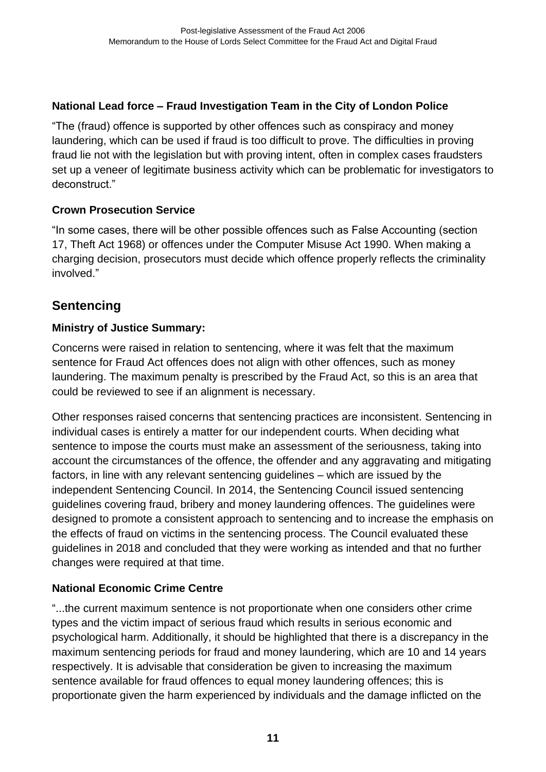### National Lead force – Fraud Investigation Team in the City of London Police

"The (fraud) offence is supported by other offences such as conspiracy and money laundering, which can be used if fraud is too difficult to prove. The difficulties in proving fraud lie not with the legislation but with proving intent, often in complex cases fraudsters set up a veneer of legitimate business activity which can be problematic for investigators to deconstruct."

### Crown Prosecution Service

"In some cases, there will be other possible offences such as False Accounting (section 17, Theft Act 1968) or offences under the Computer Misuse Act 1990. When making a charging decision, prosecutors must decide which offence properly reflects the criminality involved."

## Sentencing

### Ministry of Justice Summary:

Concerns were raised in relation to sentencing, where it was felt that the maximum sentence for Fraud Act offences does not align with other offences, such as money laundering. The maximum penalty is prescribed by the Fraud Act, so this is an area that could be reviewed to see if an alignment is necessary.

Other responses raised concerns that sentencing practices are inconsistent. Sentencing in individual cases is entirely a matter for our independent courts. When deciding what sentence to impose the courts must make an assessment of the seriousness, taking into account the circumstances of the offence, the offender and any aggravating and mitigating factors, in line with any relevant sentencing guidelines – which are issued by the independent Sentencing Council. In 2014, the Sentencing Council issued sentencing guidelines covering fraud, bribery and money laundering offences. The guidelines were designed to promote a consistent approach to sentencing and to increase the emphasis on the effects of fraud on victims in the sentencing process. The Council evaluated these guidelines in 2018 and concluded that they were working as intended and that no further changes were required at that time.

### National Economic Crime Centre

"...the current maximum sentence is not proportionate when one considers other crime types and the victim impact of serious fraud which results in serious economic and psychological harm. Additionally, it should be highlighted that there is a discrepancy in the maximum sentencing periods for fraud and money laundering, which are 10 and 14 years respectively. It is advisable that consideration be given to increasing the maximum sentence available for fraud offences to equal money laundering offences; this is proportionate given the harm experienced by individuals and the damage inflicted on the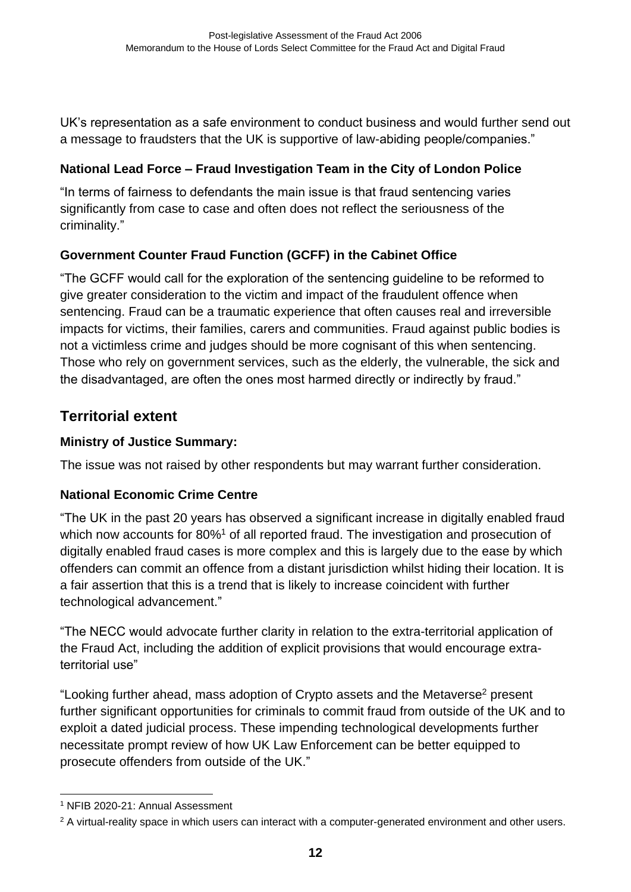UK's representation as a safe environment to conduct business and would further send out a message to fraudsters that the UK is supportive of law-abiding people/companies."

**National Lead Force – Fraud Investigation Team in the City of London Police**

"In terms of fairness to defendants the main issue is that fraud sentencing varies significantly from case to case and often does not reflect the seriousness of the criminality."

**Government Counter Fraud Function (GCFF) in the Cabinet Office**

"The GCFF would call for the exploration of the sentencing guideline to be reformed to give greater consideration to the victim and impact of the fraudulent offence when sentencing. Fraud can be a traumatic experience that often causes real and irreversible impacts for victims, their families, carers and communities. Fraud against public bodies is not a victimless crime and judges should be more cognisant of this when sentencing. Those who rely on government services, such as the elderly, the vulnerable, the sick and the disadvantaged, are often the ones most harmed directly or indirectly by fraud."

## Territorial extent

**Ministry of Justice Summary:**

The issue was not raised by other respondents but may warrant further consideration.

**National Economic Crime Centre**

"The UK in the past 20 years has observed a significant increase in digitally enabled fraud which now accounts for 80%[1] of all reported fraud. The investigation and prosecution of digitally enabled fraud cases is more complex and this is largely due to the ease by which offenders can commit an offence from a distant jurisdiction whilst hiding their location. It is a fair assertion that this is a trend that is likely to increase coincident with further technological advancement."

"The NECC would advocate further clarity in relation to the extra-territorial application of the Fraud Act, including the addition of explicit provisions that would encourage extra-territorial use"

"Looking further ahead, mass adoption of Crypto assets and the Metaverse[2] present further significant opportunities for criminals to commit fraud from outside of the UK and to exploit a dated judicial process. These impending technological developments further necessitate prompt review of how UK Law Enforcement can be better equipped to prosecute offenders from outside of the UK."

[1] NFIB 2020-21: Annual Assessment

[2] A virtual-reality space in which users can interact with a computer-generated environment and other users.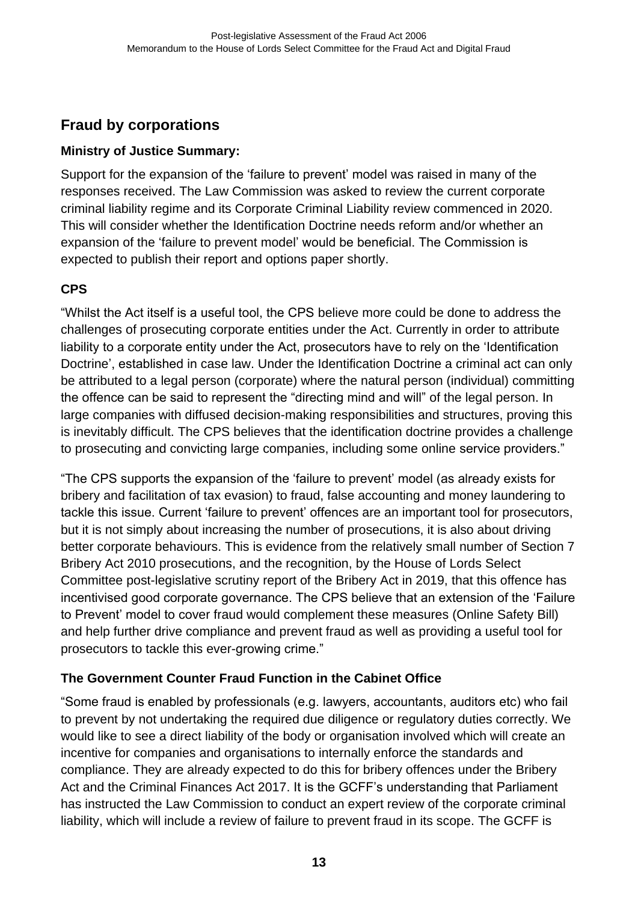## Fraud by corporations

### Ministry of Justice Summary:

Support for the expansion of the 'failure to prevent' model was raised in many of the responses received. The Law Commission was asked to review the current corporate criminal liability regime and its Corporate Criminal Liability review commenced in 2020. This will consider whether the Identification Doctrine needs reform and/or whether an expansion of the 'failure to prevent model' would be beneficial. The Commission is expected to publish their report and options paper shortly.

### CPS

"Whilst the Act itself is a useful tool, the CPS believe more could be done to address the challenges of prosecuting corporate entities under the Act. Currently in order to attribute liability to a corporate entity under the Act, prosecutors have to rely on the 'Identification Doctrine', established in case law. Under the Identification Doctrine a criminal act can only be attributed to a legal person (corporate) where the natural person (individual) committing the offence can be said to represent the "directing mind and will" of the legal person. In large companies with diffused decision-making responsibilities and structures, proving this is inevitably difficult. The CPS believes that the identification doctrine provides a challenge to prosecuting and convicting large companies, including some online service providers."

"The CPS supports the expansion of the 'failure to prevent' model (as already exists for bribery and facilitation of tax evasion) to fraud, false accounting and money laundering to tackle this issue. Current 'failure to prevent' offences are an important tool for prosecutors, but it is not simply about increasing the number of prosecutions, it is also about driving better corporate behaviours. This is evidence from the relatively small number of Section 7 Bribery Act 2010 prosecutions, and the recognition, by the House of Lords Select Committee post-legislative scrutiny report of the Bribery Act in 2019, that this offence has incentivised good corporate governance. The CPS believe that an extension of the 'Failure to Prevent' model to cover fraud would complement these measures (Online Safety Bill) and help further drive compliance and prevent fraud as well as providing a useful tool for prosecutors to tackle this ever-growing crime."

### The Government Counter Fraud Function in the Cabinet Office

"Some fraud is enabled by professionals (e.g. lawyers, accountants, auditors etc) who fail to prevent by not undertaking the required due diligence or regulatory duties correctly. We would like to see a direct liability of the body or organisation involved which will create an incentive for companies and organisations to internally enforce the standards and compliance. They are already expected to do this for bribery offences under the Bribery Act and the Criminal Finances Act 2017. It is the GCFF's understanding that Parliament has instructed the Law Commission to conduct an expert review of the corporate criminal liability, which will include a review of failure to prevent fraud in its scope. The GCFF is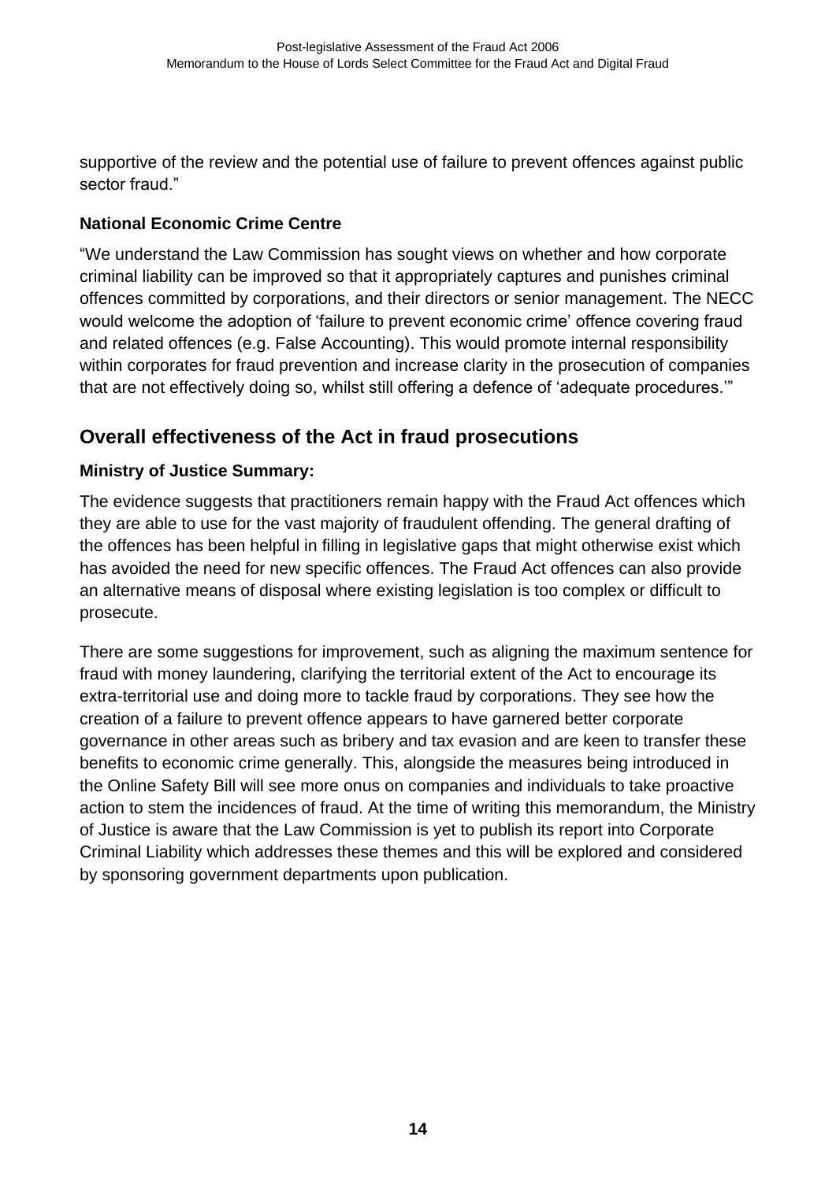supportive of the review and the potential use of failure to prevent offences against public sector fraud."

### National Economic Crime Centre

"We understand the Law Commission has sought views on whether and how corporate criminal liability can be improved so that it appropriately captures and punishes criminal offences committed by corporations, and their directors or senior management. The NECC would welcome the adoption of 'failure to prevent economic crime' offence covering fraud and related offences (e.g. False Accounting). This would promote internal responsibility within corporates for fraud prevention and increase clarity in the prosecution of companies that are not effectively doing so, whilst still offering a defence of 'adequate procedures.'"

## Overall effectiveness of the Act in fraud prosecutions

### Ministry of Justice Summary:

The evidence suggests that practitioners remain happy with the Fraud Act offences which they are able to use for the vast majority of fraudulent offending. The general drafting of the offences has been helpful in filling in legislative gaps that might otherwise exist which has avoided the need for new specific offences. The Fraud Act offences can also provide an alternative means of disposal where existing legislation is too complex or difficult to prosecute.

There are some suggestions for improvement, such as aligning the maximum sentence for fraud with money laundering, clarifying the territorial extent of the Act to encourage its extra-territorial use and doing more to tackle fraud by corporations. They see how the creation of a failure to prevent offence appears to have garnered better corporate governance in other areas such as bribery and tax evasion and are keen to transfer these benefits to economic crime generally. This, alongside the measures being introduced in the Online Safety Bill will see more onus on companies and individuals to take proactive action to stem the incidences of fraud. At the time of writing this memorandum, the Ministry of Justice is aware that the Law Commission is yet to publish its report into Corporate Criminal Liability which addresses these themes and this will be explored and considered by sponsoring government departments upon publication.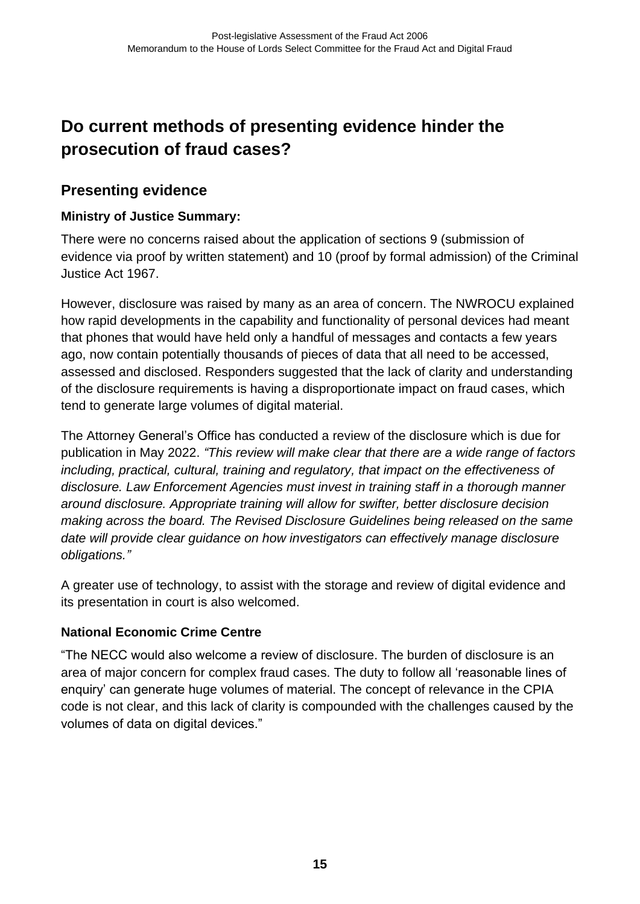# Do current methods of presenting evidence hinder the prosecution of fraud cases?

## Presenting evidence

### Ministry of Justice Summary:

There were no concerns raised about the application of sections 9 (submission of evidence via proof by written statement) and 10 (proof by formal admission) of the Criminal Justice Act 1967.

However, disclosure was raised by many as an area of concern. The NWROCU explained how rapid developments in the capability and functionality of personal devices had meant that phones that would have held only a handful of messages and contacts a few years ago, now contain potentially thousands of pieces of data that all need to be accessed, assessed and disclosed. Responders suggested that the lack of clarity and understanding of the disclosure requirements is having a disproportionate impact on fraud cases, which tend to generate large volumes of digital material.

The Attorney General's Office has conducted a review of the disclosure which is due for publication in May 2022. *"This review will make clear that there are a wide range of factors including, practical, cultural, training and regulatory, that impact on the effectiveness of disclosure. Law Enforcement Agencies must invest in training staff in a thorough manner around disclosure. Appropriate training will allow for swifter, better disclosure decision making across the board. The Revised Disclosure Guidelines being released on the same date will provide clear guidance on how investigators can effectively manage disclosure obligations."*

A greater use of technology, to assist with the storage and review of digital evidence and its presentation in court is also welcomed.

### National Economic Crime Centre

"The NECC would also welcome a review of disclosure. The burden of disclosure is an area of major concern for complex fraud cases. The duty to follow all 'reasonable lines of enquiry' can generate huge volumes of material. The concept of relevance in the CPIA code is not clear, and this lack of clarity is compounded with the challenges caused by the volumes of data on digital devices."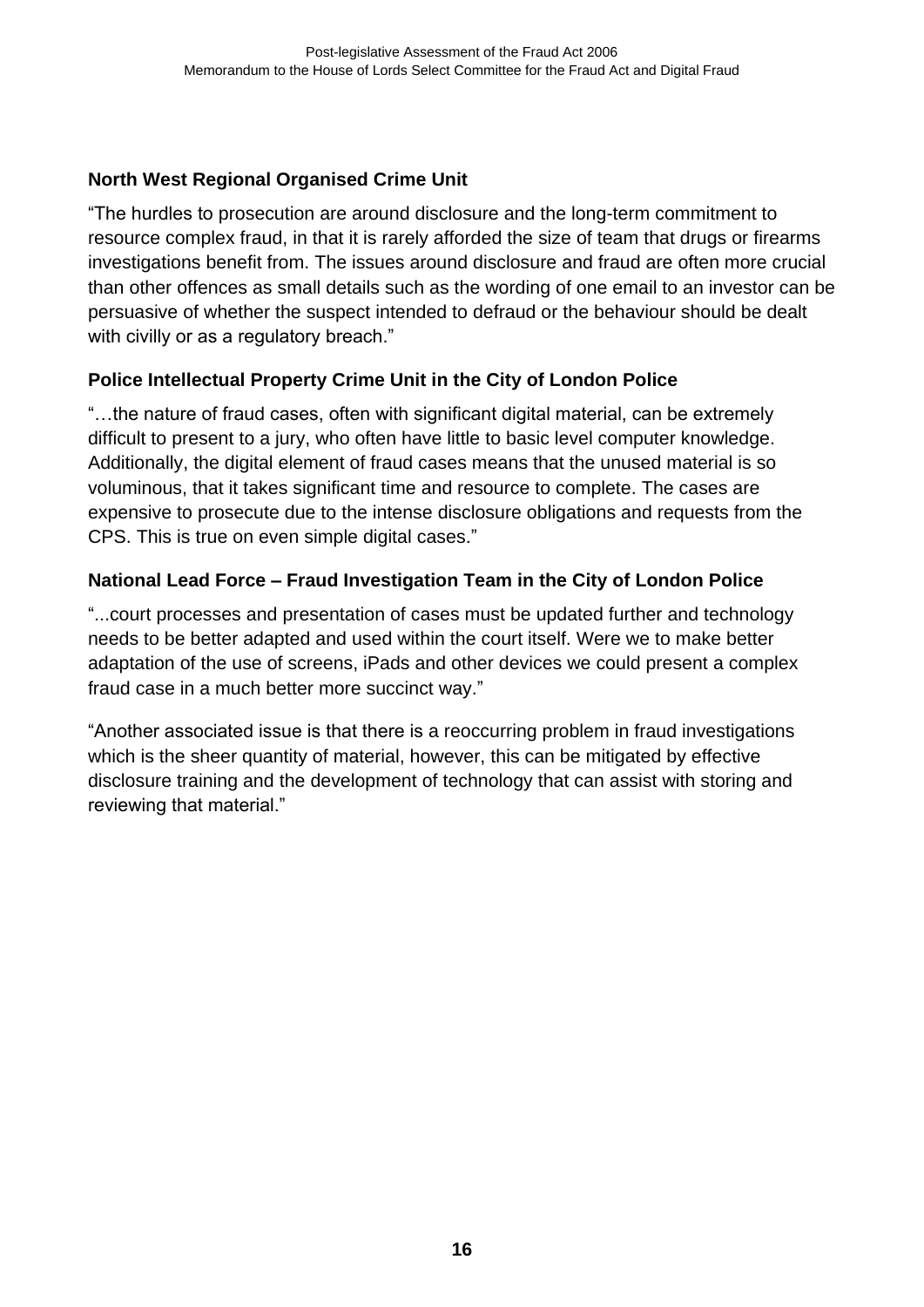**North West Regional Organised Crime Unit**

"The hurdles to prosecution are around disclosure and the long-term commitment to resource complex fraud, in that it is rarely afforded the size of team that drugs or firearms investigations benefit from. The issues around disclosure and fraud are often more crucial than other offences as small details such as the wording of one email to an investor can be persuasive of whether the suspect intended to defraud or the behaviour should be dealt with civilly or as a regulatory breach."

**Police Intellectual Property Crime Unit in the City of London Police**

"…the nature of fraud cases, often with significant digital material, can be extremely difficult to present to a jury, who often have little to basic level computer knowledge. Additionally, the digital element of fraud cases means that the unused material is so voluminous, that it takes significant time and resource to complete. The cases are expensive to prosecute due to the intense disclosure obligations and requests from the CPS. This is true on even simple digital cases."

**National Lead Force – Fraud Investigation Team in the City of London Police**

"...court processes and presentation of cases must be updated further and technology needs to be better adapted and used within the court itself. Were we to make better adaptation of the use of screens, iPads and other devices we could present a complex fraud case in a much better more succinct way."

"Another associated issue is that there is a reoccurring problem in fraud investigations which is the sheer quantity of material, however, this can be mitigated by effective disclosure training and the development of technology that can assist with storing and reviewing that material."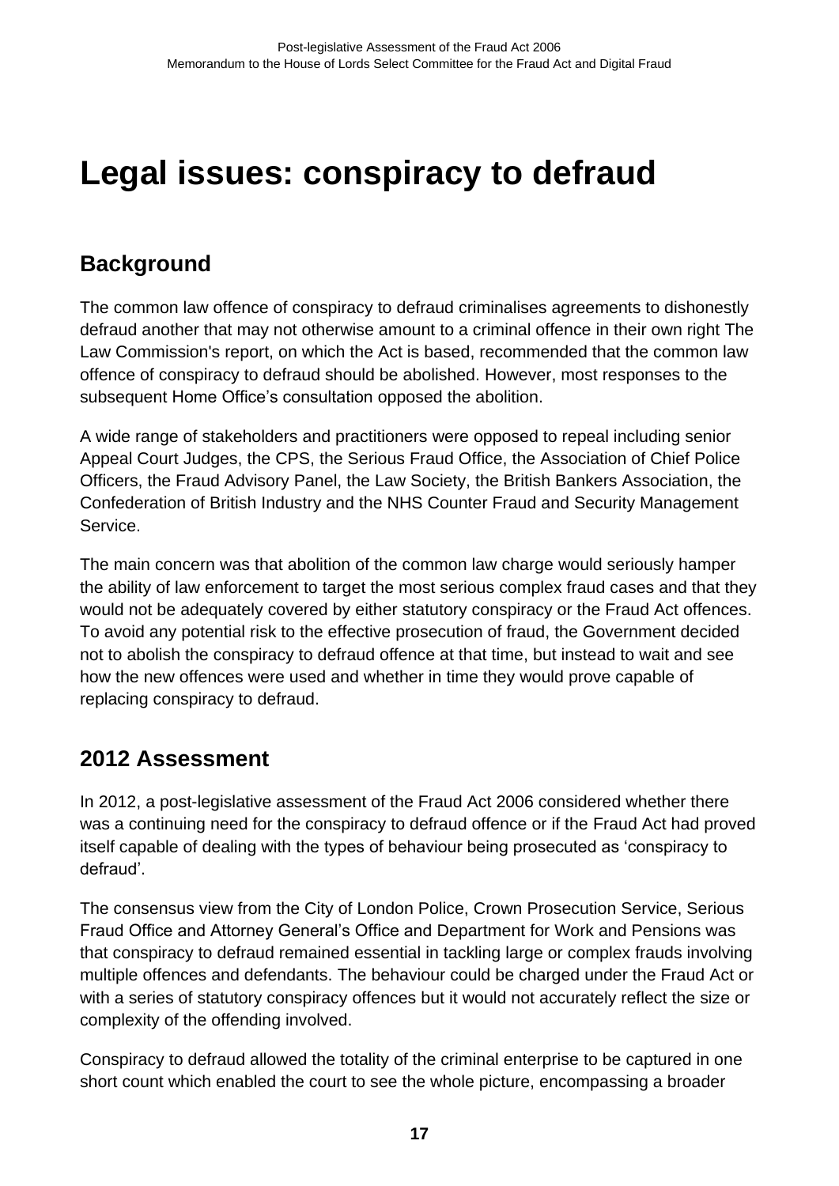# Legal issues: conspiracy to defraud

## Background

The common law offence of conspiracy to defraud criminalises agreements to dishonestly defraud another that may not otherwise amount to a criminal offence in their own right The Law Commission's report, on which the Act is based, recommended that the common law offence of conspiracy to defraud should be abolished. However, most responses to the subsequent Home Office's consultation opposed the abolition.

A wide range of stakeholders and practitioners were opposed to repeal including senior Appeal Court Judges, the CPS, the Serious Fraud Office, the Association of Chief Police Officers, the Fraud Advisory Panel, the Law Society, the British Bankers Association, the Confederation of British Industry and the NHS Counter Fraud and Security Management Service.

The main concern was that abolition of the common law charge would seriously hamper the ability of law enforcement to target the most serious complex fraud cases and that they would not be adequately covered by either statutory conspiracy or the Fraud Act offences. To avoid any potential risk to the effective prosecution of fraud, the Government decided not to abolish the conspiracy to defraud offence at that time, but instead to wait and see how the new offences were used and whether in time they would prove capable of replacing conspiracy to defraud.

## 2012 Assessment

In 2012, a post-legislative assessment of the Fraud Act 2006 considered whether there was a continuing need for the conspiracy to defraud offence or if the Fraud Act had proved itself capable of dealing with the types of behaviour being prosecuted as 'conspiracy to defraud'.

The consensus view from the City of London Police, Crown Prosecution Service, Serious Fraud Office and Attorney General's Office and Department for Work and Pensions was that conspiracy to defraud remained essential in tackling large or complex frauds involving multiple offences and defendants. The behaviour could be charged under the Fraud Act or with a series of statutory conspiracy offences but it would not accurately reflect the size or complexity of the offending involved.

Conspiracy to defraud allowed the totality of the criminal enterprise to be captured in one short count which enabled the court to see the whole picture, encompassing a broader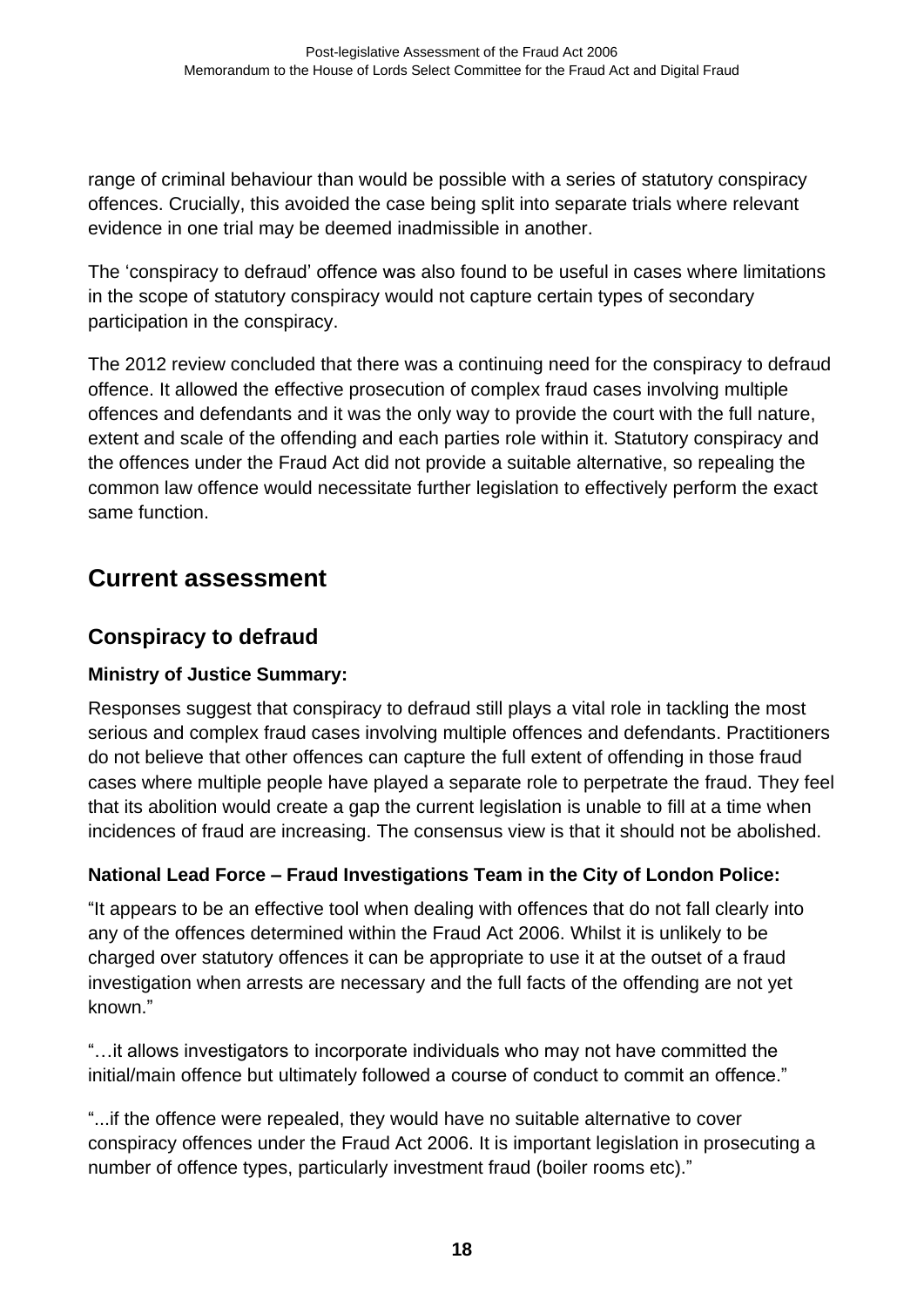range of criminal behaviour than would be possible with a series of statutory conspiracy offences. Crucially, this avoided the case being split into separate trials where relevant evidence in one trial may be deemed inadmissible in another.

The 'conspiracy to defraud' offence was also found to be useful in cases where limitations in the scope of statutory conspiracy would not capture certain types of secondary participation in the conspiracy.

The 2012 review concluded that there was a continuing need for the conspiracy to defraud offence. It allowed the effective prosecution of complex fraud cases involving multiple offences and defendants and it was the only way to provide the court with the full nature, extent and scale of the offending and each parties role within it. Statutory conspiracy and the offences under the Fraud Act did not provide a suitable alternative, so repealing the common law offence would necessitate further legislation to effectively perform the exact same function.

# Current assessment

## Conspiracy to defraud

### Ministry of Justice Summary:

Responses suggest that conspiracy to defraud still plays a vital role in tackling the most serious and complex fraud cases involving multiple offences and defendants. Practitioners do not believe that other offences can capture the full extent of offending in those fraud cases where multiple people have played a separate role to perpetrate the fraud. They feel that its abolition would create a gap the current legislation is unable to fill at a time when incidences of fraud are increasing. The consensus view is that it should not be abolished.

### National Lead Force – Fraud Investigations Team in the City of London Police:

"It appears to be an effective tool when dealing with offences that do not fall clearly into any of the offences determined within the Fraud Act 2006. Whilst it is unlikely to be charged over statutory offences it can be appropriate to use it at the outset of a fraud investigation when arrests are necessary and the full facts of the offending are not yet known."

"…it allows investigators to incorporate individuals who may not have committed the initial/main offence but ultimately followed a course of conduct to commit an offence."

"...if the offence were repealed, they would have no suitable alternative to cover conspiracy offences under the Fraud Act 2006. It is important legislation in prosecuting a number of offence types, particularly investment fraud (boiler rooms etc)."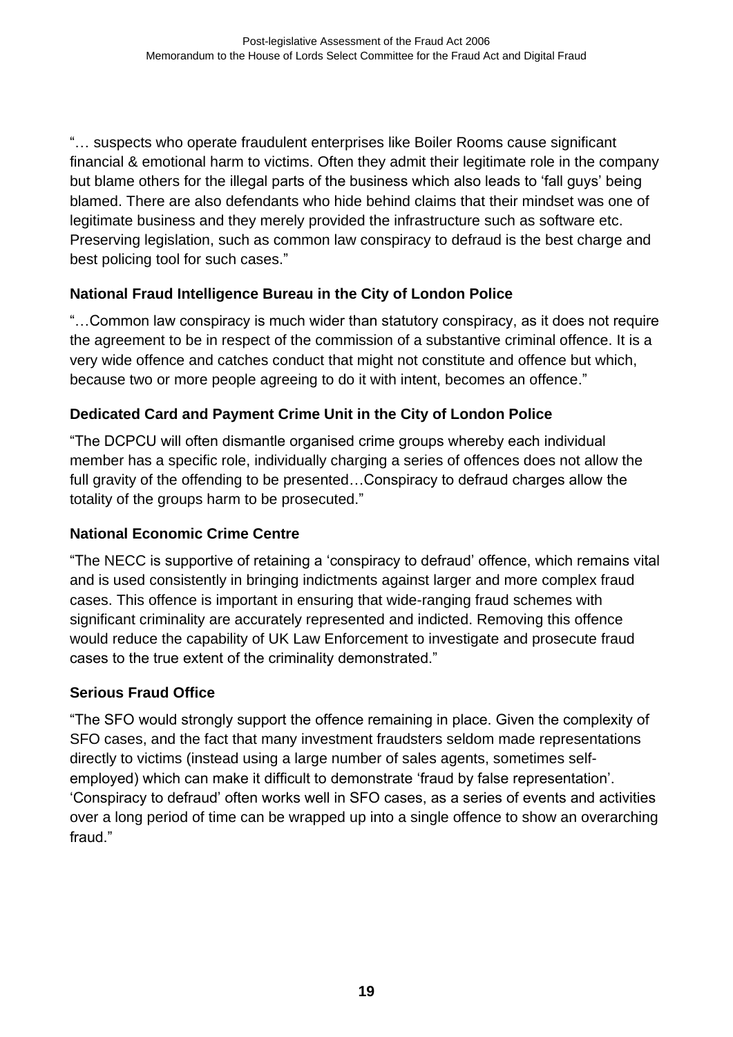"… suspects who operate fraudulent enterprises like Boiler Rooms cause significant financial & emotional harm to victims. Often they admit their legitimate role in the company but blame others for the illegal parts of the business which also leads to 'fall guys' being blamed. There are also defendants who hide behind claims that their mindset was one of legitimate business and they merely provided the infrastructure such as software etc. Preserving legislation, such as common law conspiracy to defraud is the best charge and best policing tool for such cases."

**National Fraud Intelligence Bureau in the City of London Police**

"…Common law conspiracy is much wider than statutory conspiracy, as it does not require the agreement to be in respect of the commission of a substantive criminal offence. It is a very wide offence and catches conduct that might not constitute and offence but which, because two or more people agreeing to do it with intent, becomes an offence."

**Dedicated Card and Payment Crime Unit in the City of London Police**

"The DCPCU will often dismantle organised crime groups whereby each individual member has a specific role, individually charging a series of offences does not allow the full gravity of the offending to be presented…Conspiracy to defraud charges allow the totality of the groups harm to be prosecuted."

**National Economic Crime Centre**

"The NECC is supportive of retaining a 'conspiracy to defraud' offence, which remains vital and is used consistently in bringing indictments against larger and more complex fraud cases. This offence is important in ensuring that wide-ranging fraud schemes with significant criminality are accurately represented and indicted. Removing this offence would reduce the capability of UK Law Enforcement to investigate and prosecute fraud cases to the true extent of the criminality demonstrated."

**Serious Fraud Office**

"The SFO would strongly support the offence remaining in place. Given the complexity of SFO cases, and the fact that many investment fraudsters seldom made representations directly to victims (instead using a large number of sales agents, sometimes self-employed) which can make it difficult to demonstrate 'fraud by false representation'. 'Conspiracy to defraud' often works well in SFO cases, as a series of events and activities over a long period of time can be wrapped up into a single offence to show an overarching fraud."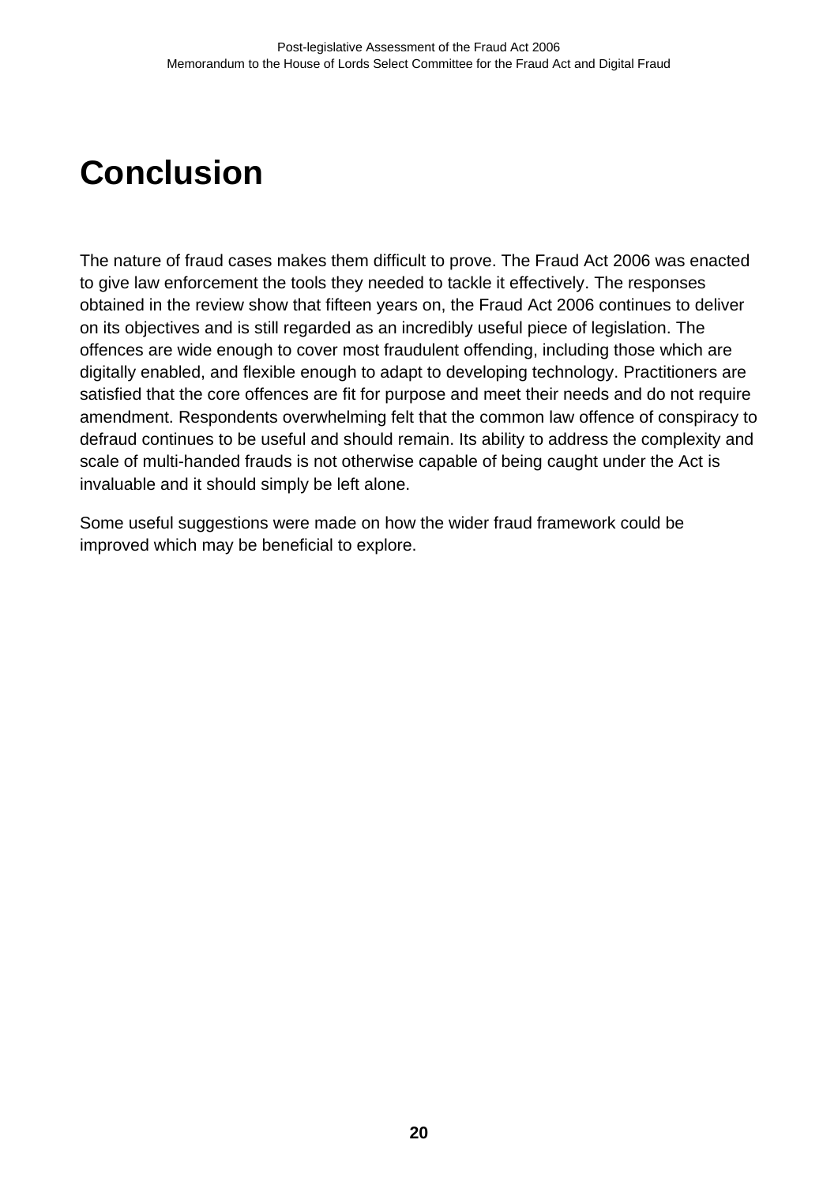# Conclusion

The nature of fraud cases makes them difficult to prove. The Fraud Act 2006 was enacted to give law enforcement the tools they needed to tackle it effectively. The responses obtained in the review show that fifteen years on, the Fraud Act 2006 continues to deliver on its objectives and is still regarded as an incredibly useful piece of legislation. The offences are wide enough to cover most fraudulent offending, including those which are digitally enabled, and flexible enough to adapt to developing technology. Practitioners are satisfied that the core offences are fit for purpose and meet their needs and do not require amendment. Respondents overwhelming felt that the common law offence of conspiracy to defraud continues to be useful and should remain. Its ability to address the complexity and scale of multi-handed frauds is not otherwise capable of being caught under the Act is invaluable and it should simply be left alone.

Some useful suggestions were made on how the wider fraud framework could be improved which may be beneficial to explore.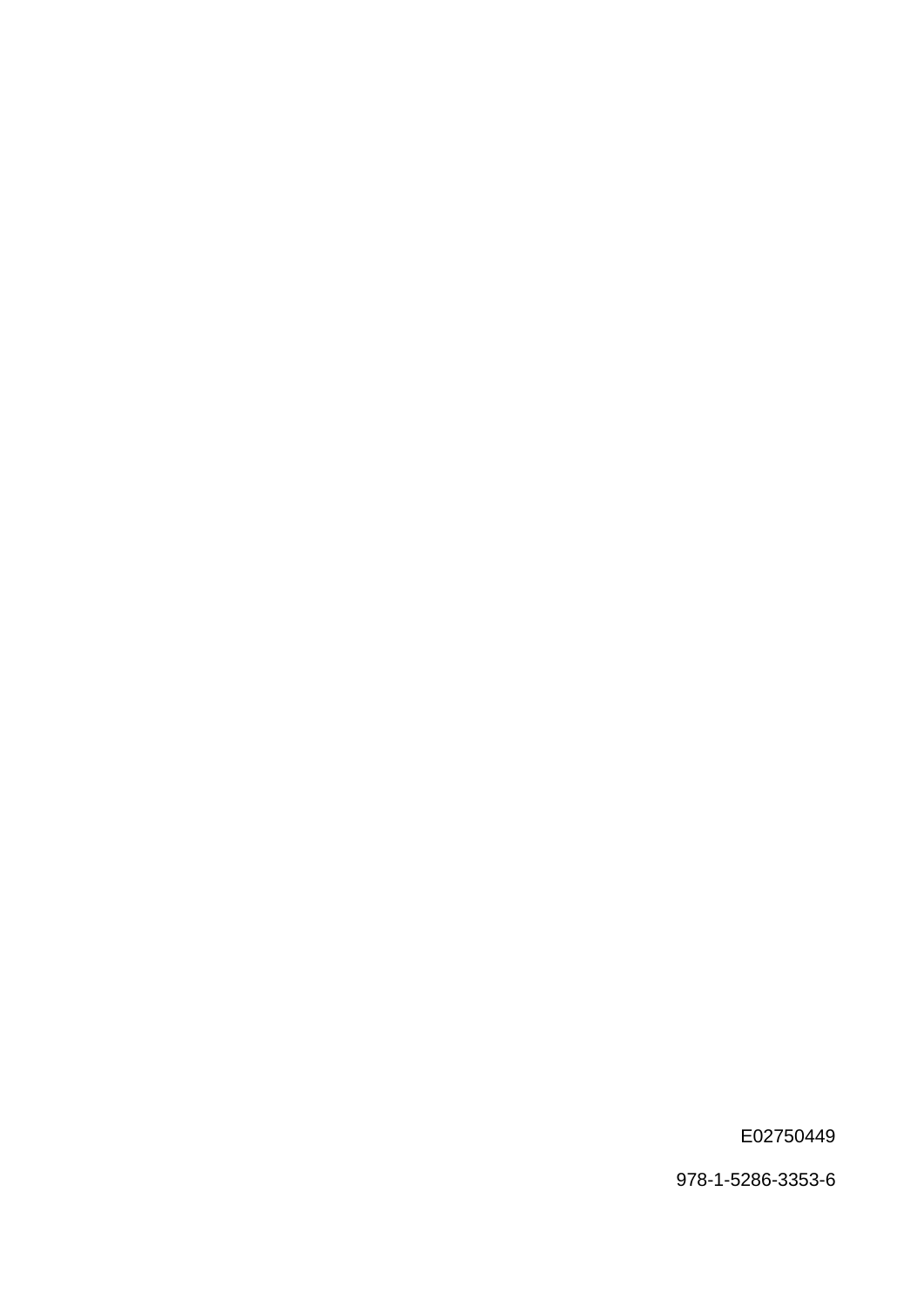E02750449

978-1-5286-3353-6